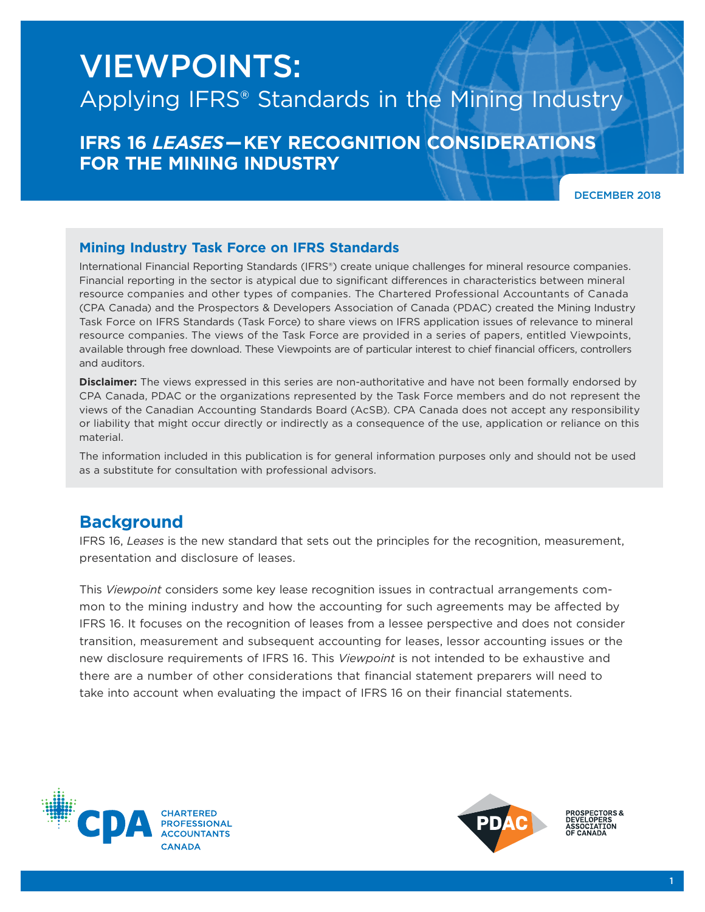# VIEWPOINTS:

Applying IFRS® Standards in the Mining Industry

## IFRS 16 *LEASES*—KEY RECOGNITION CONSIDERATIONS FOR THE MINING INDUSTRY

DECEMBER 2018

### Mining Industry Task Force on IFRS Standards

International Financial Reporting Standards (IFRS®) create unique challenges for mineral resource companies. Financial reporting in the sector is atypical due to significant differences in characteristics between mineral resource companies and other types of companies. The Chartered Professional Accountants of Canada (CPA Canada) and the Prospectors & Developers Association of Canada (PDAC) created the Mining Industry Task Force on IFRS Standards (Task Force) to share views on IFRS application issues of relevance to mineral resource companies. The views of the Task Force are provided in a series of papers, entitled Viewpoints, available through free download. These Viewpoints are of particular interest to chief financial officers, controllers and auditors.

**Disclaimer:** The views expressed in this series are non-authoritative and have not been formally endorsed by CPA Canada, PDAC or the organizations represented by the Task Force members and do not represent the views of the Canadian Accounting Standards Board (AcSB). CPA Canada does not accept any responsibility or liability that might occur directly or indirectly as a consequence of the use, application or reliance on this material.

The information included in this publication is for general information purposes only and should not be used as a substitute for consultation with professional advisors.

## Background

IFRS 16, *Leases* is the new standard that sets out the principles for the recognition, measurement, presentation and disclosure of leases.

This *Viewpoint* considers some key lease recognition issues in contractual arrangements common to the mining industry and how the accounting for such agreements may be affected by IFRS 16. It focuses on the recognition of leases from a lessee perspective and does not consider transition, measurement and subsequent accounting for leases, lessor accounting issues or the new disclosure requirements of IFRS 16. This *Viewpoint* is not intended to be exhaustive and there are a number of other considerations that financial statement preparers will need to take into account when evaluating the impact of IFRS 16 on their financial statements.

CHARTERED PROFESSIONAL ACCOUNTANTS CANADA

PROSPECTORS & DEVELOPERS ASSOCIATION OF CANADA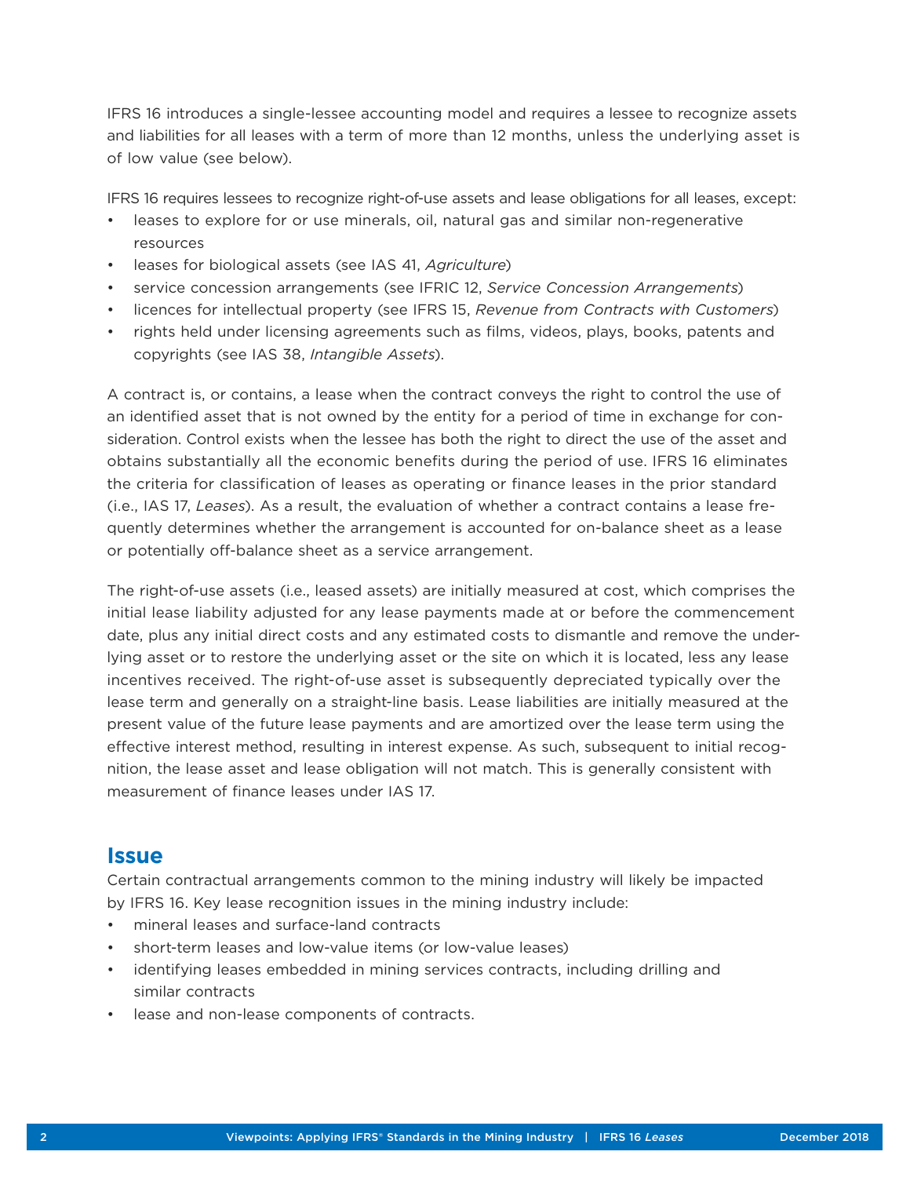IFRS 16 introduces a single-lessee accounting model and requires a lessee to recognize assets and liabilities for all leases with a term of more than 12 months, unless the underlying asset is of low value (see below).

IFRS 16 requires lessees to recognize right-of-use assets and lease obligations for all leases, except:

- leases to explore for or use minerals, oil, natural gas and similar non-regenerative resources
- leases for biological assets (see IAS 41, *Agriculture*)
- service concession arrangements (see IFRIC 12, *Service Concession Arrangements*)
- licences for intellectual property (see IFRS 15, *Revenue from Contracts with Customers*)
- rights held under licensing agreements such as films, videos, plays, books, patents and copyrights (see IAS 38, *Intangible Assets*).

A contract is, or contains, a lease when the contract conveys the right to control the use of an identified asset that is not owned by the entity for a period of time in exchange for consideration. Control exists when the lessee has both the right to direct the use of the asset and obtains substantially all the economic benefits during the period of use. IFRS 16 eliminates the criteria for classification of leases as operating or finance leases in the prior standard (i.e., IAS 17, *Leases*). As a result, the evaluation of whether a contract contains a lease frequently determines whether the arrangement is accounted for on-balance sheet as a lease or potentially off-balance sheet as a service arrangement.

The right-of-use assets (i.e., leased assets) are initially measured at cost, which comprises the initial lease liability adjusted for any lease payments made at or before the commencement date, plus any initial direct costs and any estimated costs to dismantle and remove the underlying asset or to restore the underlying asset or the site on which it is located, less any lease incentives received. The right-of-use asset is subsequently depreciated typically over the lease term and generally on a straight-line basis. Lease liabilities are initially measured at the present value of the future lease payments and are amortized over the lease term using the effective interest method, resulting in interest expense. As such, subsequent to initial recognition, the lease asset and lease obligation will not match. This is generally consistent with measurement of finance leases under IAS 17.

## Issue

Certain contractual arrangements common to the mining industry will likely be impacted by IFRS 16. Key lease recognition issues in the mining industry include:

- mineral leases and surface-land contracts
- short-term leases and low-value items (or low-value leases)
- identifying leases embedded in mining services contracts, including drilling and similar contracts
- lease and non-lease components of contracts.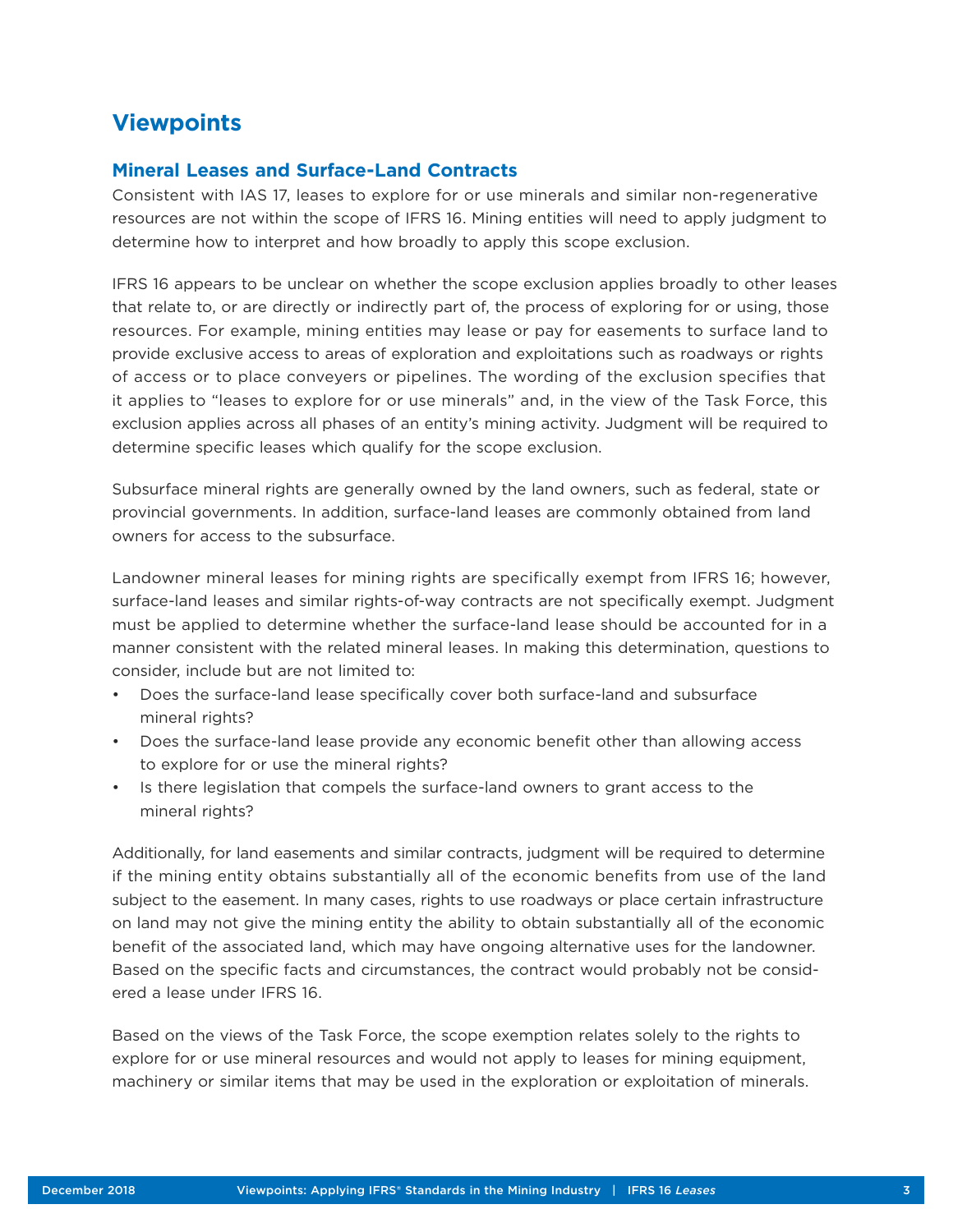# Viewpoints

## Mineral Leases and Surface-Land Contracts

Consistent with IAS 17, leases to explore for or use minerals and similar non-regenerative resources are not within the scope of IFRS 16. Mining entities will need to apply judgment to determine how to interpret and how broadly to apply this scope exclusion.

IFRS 16 appears to be unclear on whether the scope exclusion applies broadly to other leases that relate to, or are directly or indirectly part of, the process of exploring for or using, those resources. For example, mining entities may lease or pay for easements to surface land to provide exclusive access to areas of exploration and exploitations such as roadways or rights of access or to place conveyers or pipelines. The wording of the exclusion specifies that it applies to "leases to explore for or use minerals" and, in the view of the Task Force, this exclusion applies across all phases of an entity's mining activity. Judgment will be required to determine specific leases which qualify for the scope exclusion.

Subsurface mineral rights are generally owned by the land owners, such as federal, state or provincial governments. In addition, surface-land leases are commonly obtained from land owners for access to the subsurface.

Landowner mineral leases for mining rights are specifically exempt from IFRS 16; however, surface-land leases and similar rights-of-way contracts are not specifically exempt. Judgment must be applied to determine whether the surface-land lease should be accounted for in a manner consistent with the related mineral leases. In making this determination, questions to consider, include but are not limited to:

- Does the surface-land lease specifically cover both surface-land and subsurface mineral rights?
- Does the surface-land lease provide any economic benefit other than allowing access to explore for or use the mineral rights?
- Is there legislation that compels the surface-land owners to grant access to the mineral rights?

Additionally, for land easements and similar contracts, judgment will be required to determine if the mining entity obtains substantially all of the economic benefits from use of the land subject to the easement. In many cases, rights to use roadways or place certain infrastructure on land may not give the mining entity the ability to obtain substantially all of the economic benefit of the associated land, which may have ongoing alternative uses for the landowner. Based on the specific facts and circumstances, the contract would probably not be considered a lease under IFRS 16.

Based on the views of the Task Force, the scope exemption relates solely to the rights to explore for or use mineral resources and would not apply to leases for mining equipment, machinery or similar items that may be used in the exploration or exploitation of minerals.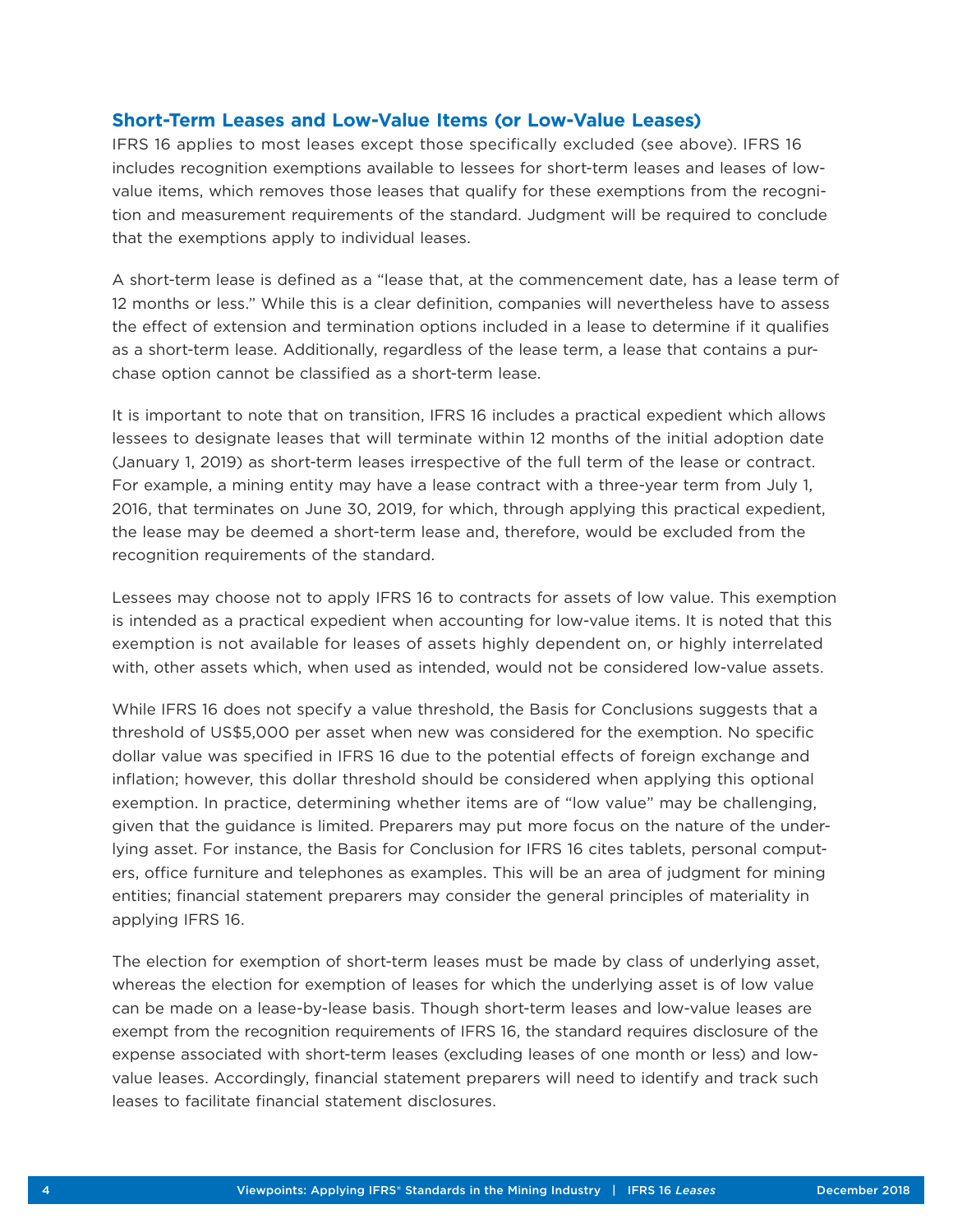## Short-Term Leases and Low-Value Items (or Low-Value Leases)

IFRS 16 applies to most leases except those specifically excluded (see above). IFRS 16 includes recognition exemptions available to lessees for short-term leases and leases of low-value items, which removes those leases that qualify for these exemptions from the recognition and measurement requirements of the standard. Judgment will be required to conclude that the exemptions apply to individual leases.

A short-term lease is defined as a "lease that, at the commencement date, has a lease term of 12 months or less." While this is a clear definition, companies will nevertheless have to assess the effect of extension and termination options included in a lease to determine if it qualifies as a short-term lease. Additionally, regardless of the lease term, a lease that contains a purchase option cannot be classified as a short-term lease.

It is important to note that on transition, IFRS 16 includes a practical expedient which allows lessees to designate leases that will terminate within 12 months of the initial adoption date (January 1, 2019) as short-term leases irrespective of the full term of the lease or contract. For example, a mining entity may have a lease contract with a three-year term from July 1, 2016, that terminates on June 30, 2019, for which, through applying this practical expedient, the lease may be deemed a short-term lease and, therefore, would be excluded from the recognition requirements of the standard.

Lessees may choose not to apply IFRS 16 to contracts for assets of low value. This exemption is intended as a practical expedient when accounting for low-value items. It is noted that this exemption is not available for leases of assets highly dependent on, or highly interrelated with, other assets which, when used as intended, would not be considered low-value assets.

While IFRS 16 does not specify a value threshold, the Basis for Conclusions suggests that a threshold of US$5,000 per asset when new was considered for the exemption. No specific dollar value was specified in IFRS 16 due to the potential effects of foreign exchange and inflation; however, this dollar threshold should be considered when applying this optional exemption. In practice, determining whether items are of "low value" may be challenging, given that the guidance is limited. Preparers may put more focus on the nature of the underlying asset. For instance, the Basis for Conclusion for IFRS 16 cites tablets, personal computers, office furniture and telephones as examples. This will be an area of judgment for mining entities; financial statement preparers may consider the general principles of materiality in applying IFRS 16.

The election for exemption of short-term leases must be made by class of underlying asset, whereas the election for exemption of leases for which the underlying asset is of low value can be made on a lease-by-lease basis. Though short-term leases and low-value leases are exempt from the recognition requirements of IFRS 16, the standard requires disclosure of the expense associated with short-term leases (excluding leases of one month or less) and low-value leases. Accordingly, financial statement preparers will need to identify and track such leases to facilitate financial statement disclosures.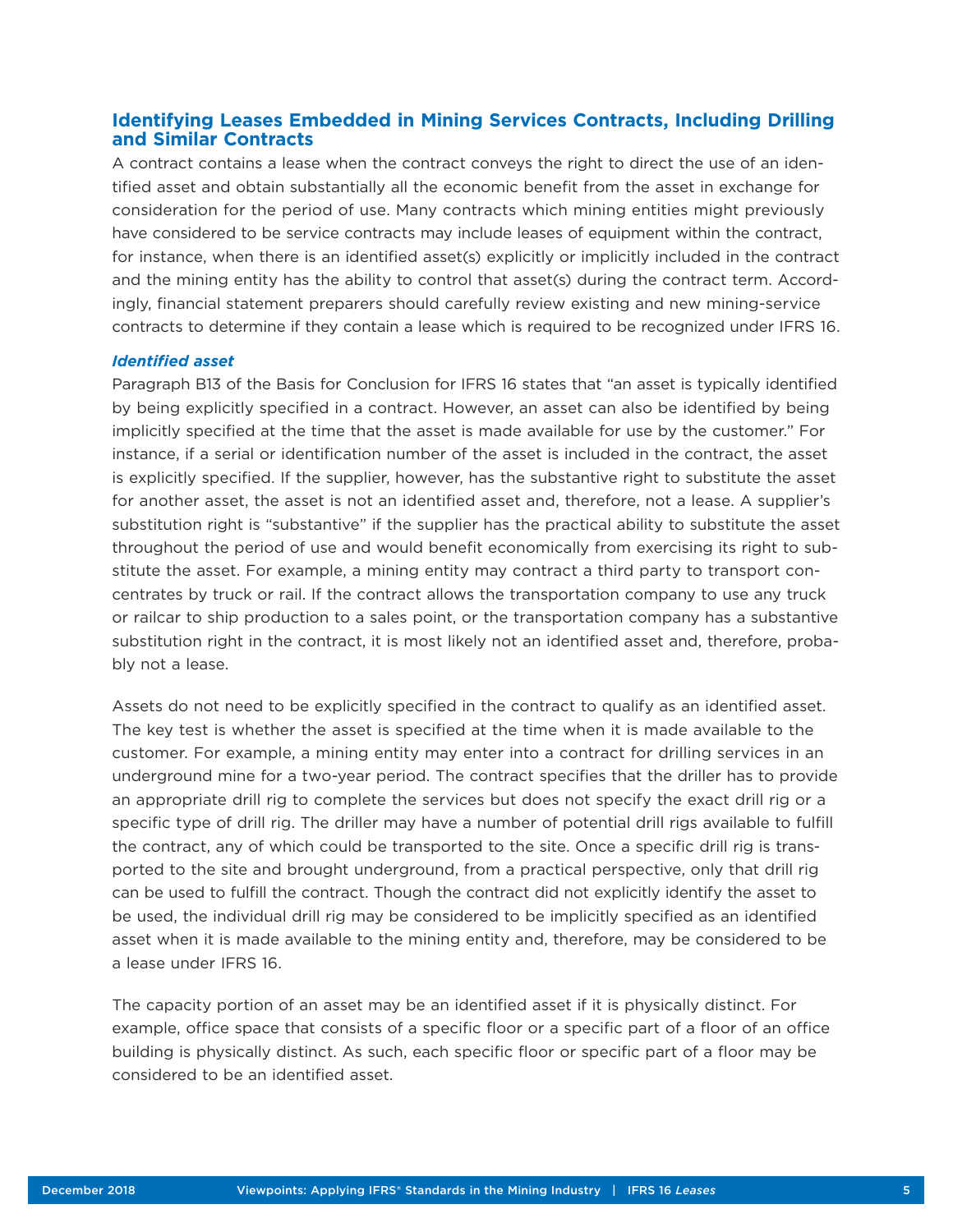## Identifying Leases Embedded in Mining Services Contracts, Including Drilling and Similar Contracts

A contract contains a lease when the contract conveys the right to direct the use of an identified asset and obtain substantially all the economic benefit from the asset in exchange for consideration for the period of use. Many contracts which mining entities might previously have considered to be service contracts may include leases of equipment within the contract, for instance, when there is an identified asset(s) explicitly or implicitly included in the contract and the mining entity has the ability to control that asset(s) during the contract term. Accordingly, financial statement preparers should carefully review existing and new mining-service contracts to determine if they contain a lease which is required to be recognized under IFRS 16.

### *Identified asset*

Paragraph B13 of the Basis for Conclusion for IFRS 16 states that "an asset is typically identified by being explicitly specified in a contract. However, an asset can also be identified by being implicitly specified at the time that the asset is made available for use by the customer." For instance, if a serial or identification number of the asset is included in the contract, the asset is explicitly specified. If the supplier, however, has the substantive right to substitute the asset for another asset, the asset is not an identified asset and, therefore, not a lease. A supplier's substitution right is "substantive" if the supplier has the practical ability to substitute the asset throughout the period of use and would benefit economically from exercising its right to substitute the asset. For example, a mining entity may contract a third party to transport concentrates by truck or rail. If the contract allows the transportation company to use any truck or railcar to ship production to a sales point, or the transportation company has a substantive substitution right in the contract, it is most likely not an identified asset and, therefore, probably not a lease.

Assets do not need to be explicitly specified in the contract to qualify as an identified asset. The key test is whether the asset is specified at the time when it is made available to the customer. For example, a mining entity may enter into a contract for drilling services in an underground mine for a two-year period. The contract specifies that the driller has to provide an appropriate drill rig to complete the services but does not specify the exact drill rig or a specific type of drill rig. The driller may have a number of potential drill rigs available to fulfill the contract, any of which could be transported to the site. Once a specific drill rig is transported to the site and brought underground, from a practical perspective, only that drill rig can be used to fulfill the contract. Though the contract did not explicitly identify the asset to be used, the individual drill rig may be considered to be implicitly specified as an identified asset when it is made available to the mining entity and, therefore, may be considered to be a lease under IFRS 16.

The capacity portion of an asset may be an identified asset if it is physically distinct. For example, office space that consists of a specific floor or a specific part of a floor of an office building is physically distinct. As such, each specific floor or specific part of a floor may be considered to be an identified asset.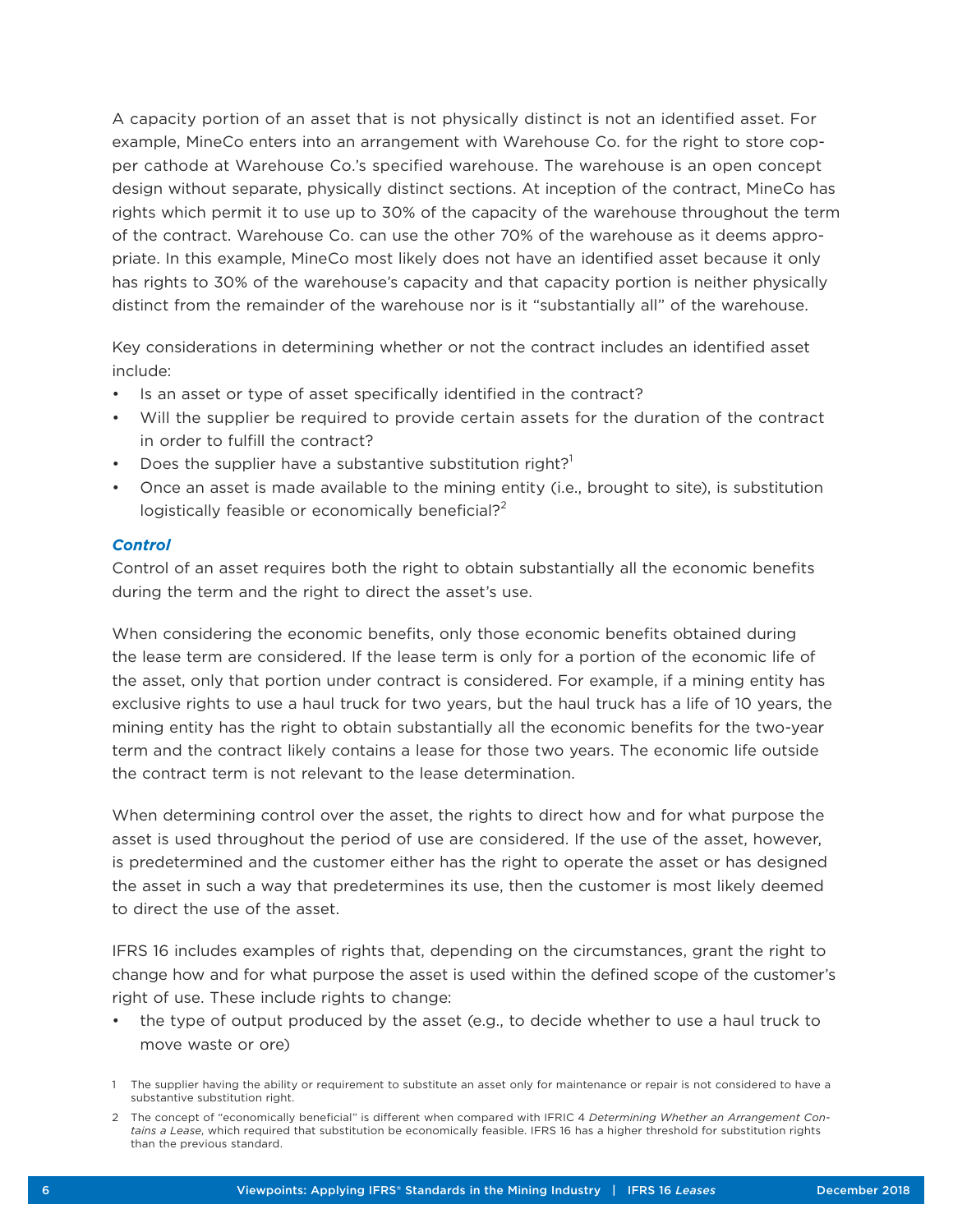A capacity portion of an asset that is not physically distinct is not an identified asset. For example, MineCo enters into an arrangement with Warehouse Co. for the right to store copper cathode at Warehouse Co.'s specified warehouse. The warehouse is an open concept design without separate, physically distinct sections. At inception of the contract, MineCo has rights which permit it to use up to 30% of the capacity of the warehouse throughout the term of the contract. Warehouse Co. can use the other 70% of the warehouse as it deems appropriate. In this example, MineCo most likely does not have an identified asset because it only has rights to 30% of the warehouse's capacity and that capacity portion is neither physically distinct from the remainder of the warehouse nor is it "substantially all" of the warehouse.

Key considerations in determining whether or not the contract includes an identified asset include:

- Is an asset or type of asset specifically identified in the contract?
- Will the supplier be required to provide certain assets for the duration of the contract in order to fulfill the contract?
- Does the supplier have a substantive substitution right?[1]
- Once an asset is made available to the mining entity (i.e., brought to site), is substitution logistically feasible or economically beneficial?[2]

### *Control*

Control of an asset requires both the right to obtain substantially all the economic benefits during the term and the right to direct the asset's use.

When considering the economic benefits, only those economic benefits obtained during the lease term are considered. If the lease term is only for a portion of the economic life of the asset, only that portion under contract is considered. For example, if a mining entity has exclusive rights to use a haul truck for two years, but the haul truck has a life of 10 years, the mining entity has the right to obtain substantially all the economic benefits for the two-year term and the contract likely contains a lease for those two years. The economic life outside the contract term is not relevant to the lease determination.

When determining control over the asset, the rights to direct how and for what purpose the asset is used throughout the period of use are considered. If the use of the asset, however, is predetermined and the customer either has the right to operate the asset or has designed the asset in such a way that predetermines its use, then the customer is most likely deemed to direct the use of the asset.

IFRS 16 includes examples of rights that, depending on the circumstances, grant the right to change how and for what purpose the asset is used within the defined scope of the customer's right of use. These include rights to change:

- the type of output produced by the asset (e.g., to decide whether to use a haul truck to move waste or ore)

---

1 The supplier having the ability or requirement to substitute an asset only for maintenance or repair is not considered to have a substantive substitution right.

2 The concept of "economically beneficial" is different when compared with IFRIC 4 *Determining Whether an Arrangement Contains a Lease*, which required that substitution be economically feasible. IFRS 16 has a higher threshold for substitution rights than the previous standard.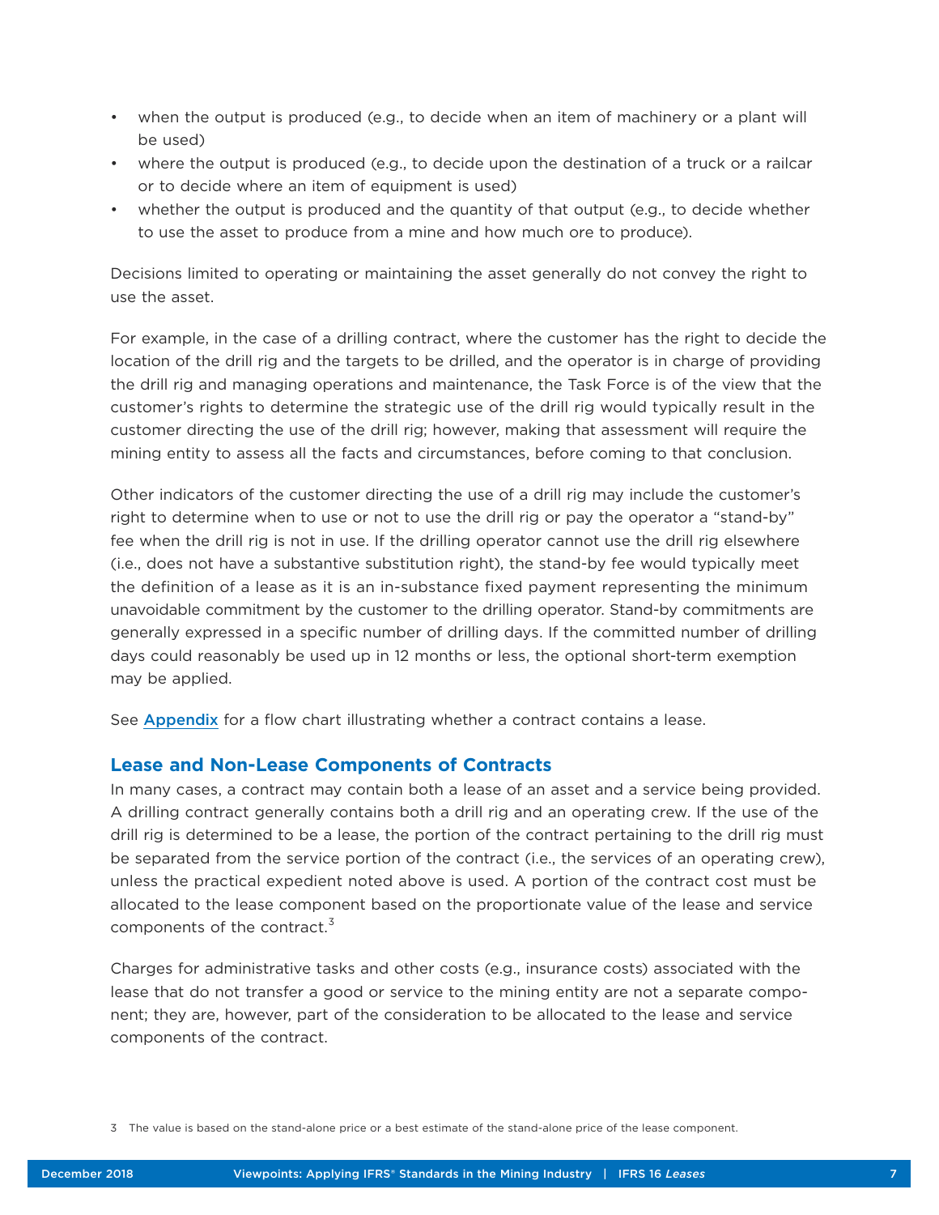- when the output is produced (e.g., to decide when an item of machinery or a plant will be used)
- where the output is produced (e.g., to decide upon the destination of a truck or a railcar or to decide where an item of equipment is used)
- whether the output is produced and the quantity of that output (e.g., to decide whether to use the asset to produce from a mine and how much ore to produce).

Decisions limited to operating or maintaining the asset generally do not convey the right to use the asset.

For example, in the case of a drilling contract, where the customer has the right to decide the location of the drill rig and the targets to be drilled, and the operator is in charge of providing the drill rig and managing operations and maintenance, the Task Force is of the view that the customer's rights to determine the strategic use of the drill rig would typically result in the customer directing the use of the drill rig; however, making that assessment will require the mining entity to assess all the facts and circumstances, before coming to that conclusion.

Other indicators of the customer directing the use of a drill rig may include the customer's right to determine when to use or not to use the drill rig or pay the operator a "stand-by" fee when the drill rig is not in use. If the drilling operator cannot use the drill rig elsewhere (i.e., does not have a substantive substitution right), the stand-by fee would typically meet the definition of a lease as it is an in-substance fixed payment representing the minimum unavoidable commitment by the customer to the drilling operator. Stand-by commitments are generally expressed in a specific number of drilling days. If the committed number of drilling days could reasonably be used up in 12 months or less, the optional short-term exemption may be applied.

See **Appendix** for a flow chart illustrating whether a contract contains a lease.

## Lease and Non-Lease Components of Contracts

In many cases, a contract may contain both a lease of an asset and a service being provided. A drilling contract generally contains both a drill rig and an operating crew. If the use of the drill rig is determined to be a lease, the portion of the contract pertaining to the drill rig must be separated from the service portion of the contract (i.e., the services of an operating crew), unless the practical expedient noted above is used. A portion of the contract cost must be allocated to the lease component based on the proportionate value of the lease and service components of the contract.[3]

Charges for administrative tasks and other costs (e.g., insurance costs) associated with the lease that do not transfer a good or service to the mining entity are not a separate component; they are, however, part of the consideration to be allocated to the lease and service components of the contract.

3 The value is based on the stand-alone price or a best estimate of the stand-alone price of the lease component.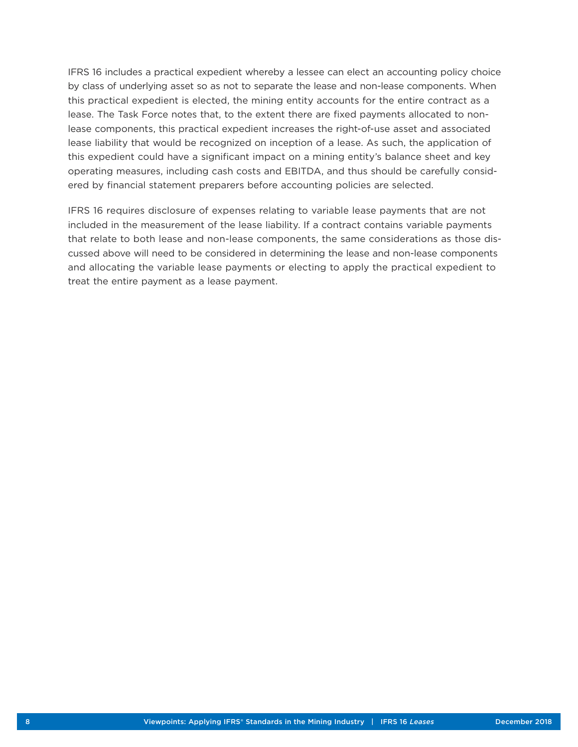IFRS 16 includes a practical expedient whereby a lessee can elect an accounting policy choice by class of underlying asset so as not to separate the lease and non-lease components. When this practical expedient is elected, the mining entity accounts for the entire contract as a lease. The Task Force notes that, to the extent there are fixed payments allocated to non-lease components, this practical expedient increases the right-of-use asset and associated lease liability that would be recognized on inception of a lease. As such, the application of this expedient could have a significant impact on a mining entity's balance sheet and key operating measures, including cash costs and EBITDA, and thus should be carefully considered by financial statement preparers before accounting policies are selected.

IFRS 16 requires disclosure of expenses relating to variable lease payments that are not included in the measurement of the lease liability. If a contract contains variable payments that relate to both lease and non-lease components, the same considerations as those discussed above will need to be considered in determining the lease and non-lease components and allocating the variable lease payments or electing to apply the practical expedient to treat the entire payment as a lease payment.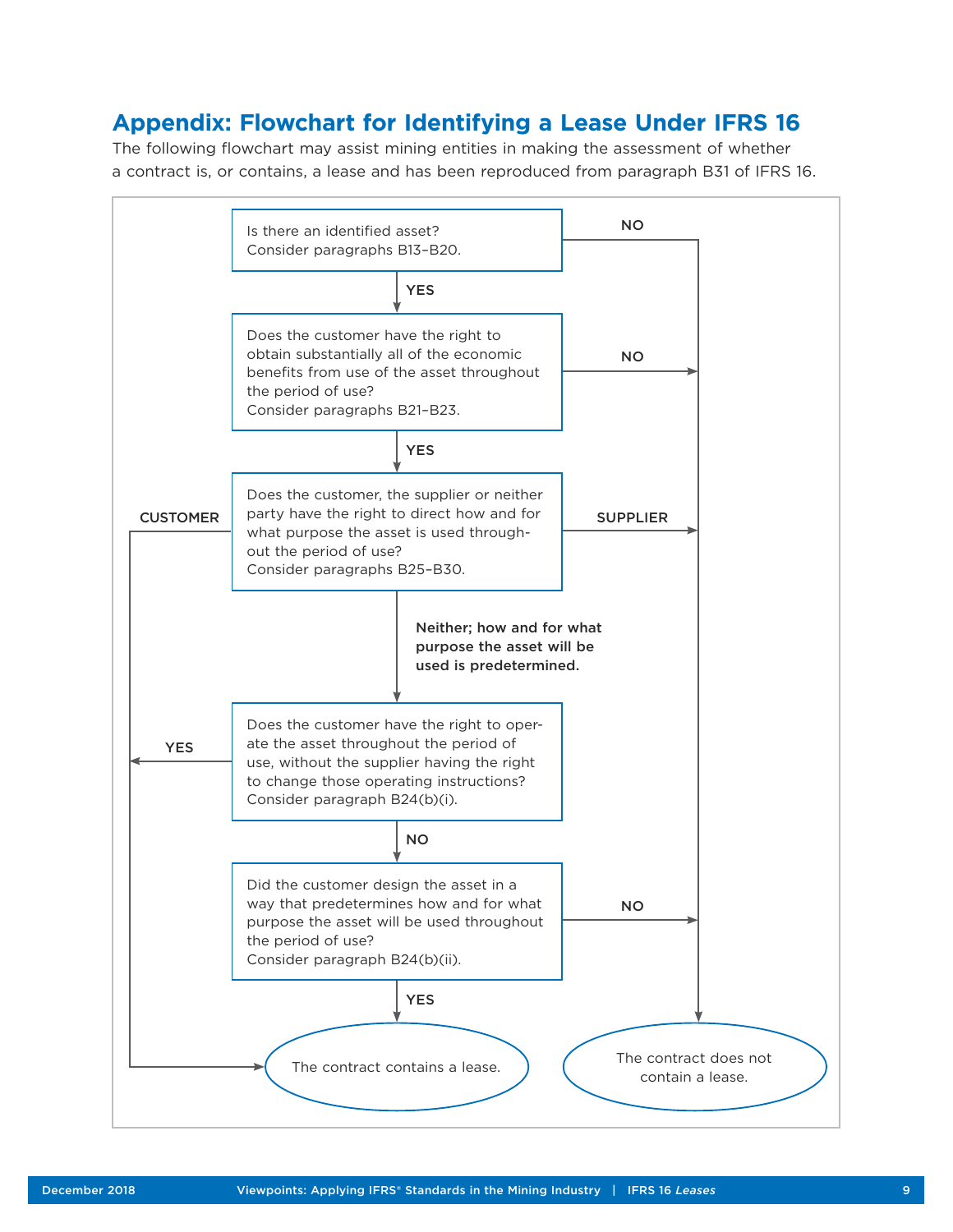## Appendix: Flowchart for Identifying a Lease Under IFRS 16

The following flowchart may assist mining entities in making the assessment of whether a contract is, or contains, a lease and has been reproduced from paragraph B31 of IFRS 16.

Is there an identified asset?
Consider paragraphs B13–B20.

NO → The contract does not contain a lease.

YES ↓

Does the customer have the right to obtain substantially all of the economic benefits from use of the asset throughout the period of use?
Consider paragraphs B21–B23.

NO → The contract does not contain a lease.

YES ↓

Does the customer, the supplier or neither party have the right to direct how and for what purpose the asset is used throughout the period of use?
Consider paragraphs B25–B30.

CUSTOMER → The contract contains a lease.

SUPPLIER → The contract does not contain a lease.

**Neither; how and for what purpose the asset will be used is predetermined.** ↓

Does the customer have the right to operate the asset throughout the period of use, without the supplier having the right to change those operating instructions?
Consider paragraph B24(b)(i).

YES → The contract contains a lease.

NO ↓

Did the customer design the asset in a way that predetermines how and for what purpose the asset will be used throughout the period of use?
Consider paragraph B24(b)(ii).

NO → The contract does not contain a lease.

YES ↓

The contract contains a lease.

The contract does not contain a lease.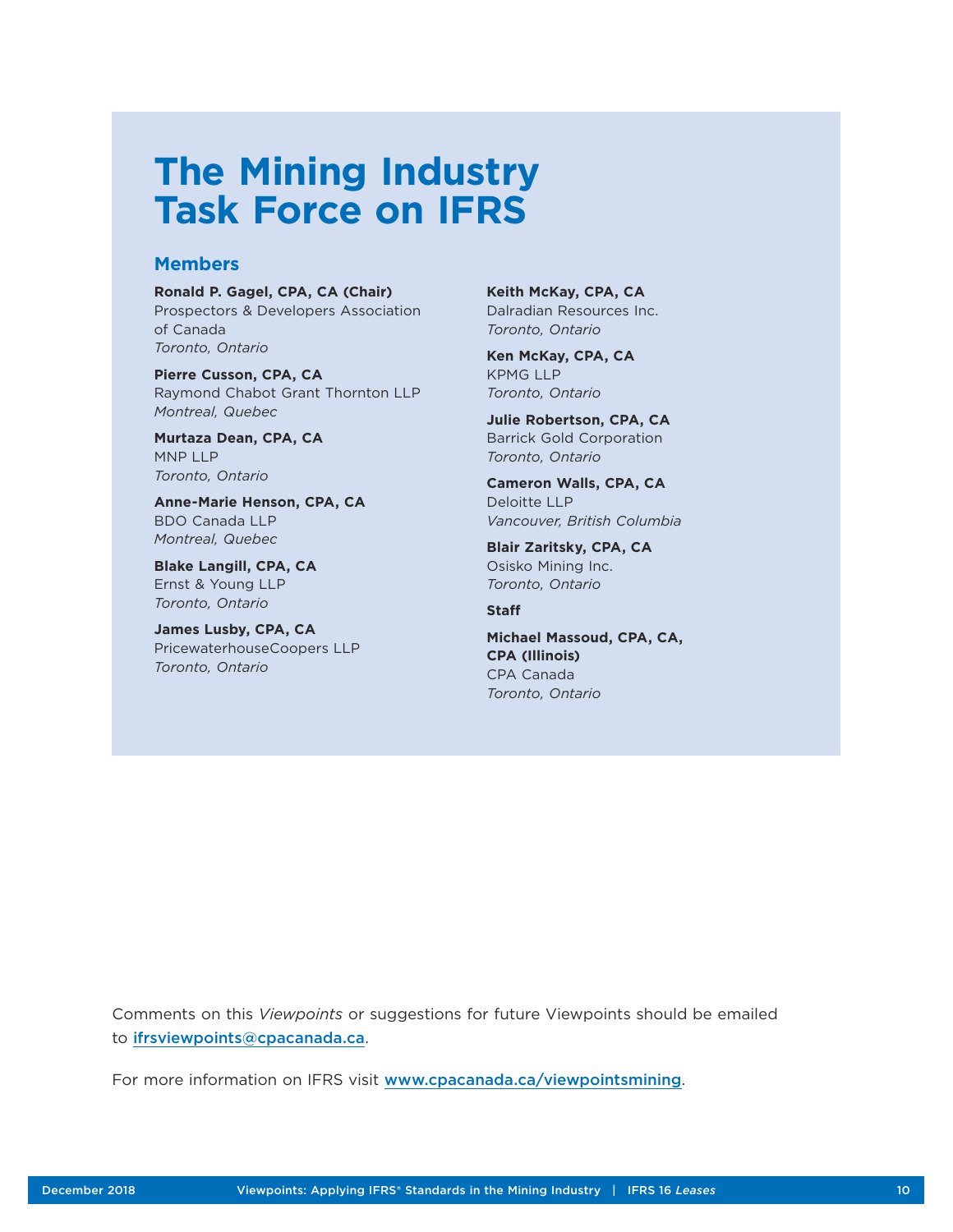# The Mining Industry Task Force on IFRS

## Members

**Ronald P. Gagel, CPA, CA (Chair)**
Prospectors & Developers Association of Canada
*Toronto, Ontario*

**Pierre Cusson, CPA, CA**
Raymond Chabot Grant Thornton LLP
*Montreal, Quebec*

**Murtaza Dean, CPA, CA**
MNP LLP
*Toronto, Ontario*

**Anne-Marie Henson, CPA, CA**
BDO Canada LLP
*Montreal, Quebec*

**Blake Langill, CPA, CA**
Ernst & Young LLP
*Toronto, Ontario*

**James Lusby, CPA, CA**
PricewaterhouseCoopers LLP
*Toronto, Ontario*

**Keith McKay, CPA, CA**
Dalradian Resources Inc.
*Toronto, Ontario*

**Ken McKay, CPA, CA**
KPMG LLP
*Toronto, Ontario*

**Julie Robertson, CPA, CA**
Barrick Gold Corporation
*Toronto, Ontario*

**Cameron Walls, CPA, CA**
Deloitte LLP
*Vancouver, British Columbia*

**Blair Zaritsky, CPA, CA**
Osisko Mining Inc.
*Toronto, Ontario*

**Staff**

**Michael Massoud, CPA, CA, CPA (Illinois)**
CPA Canada
*Toronto, Ontario*

Comments on this *Viewpoints* or suggestions for future Viewpoints should be emailed to ifrsviewpoints@cpacanada.ca.

For more information on IFRS visit www.cpacanada.ca/viewpointsmining.